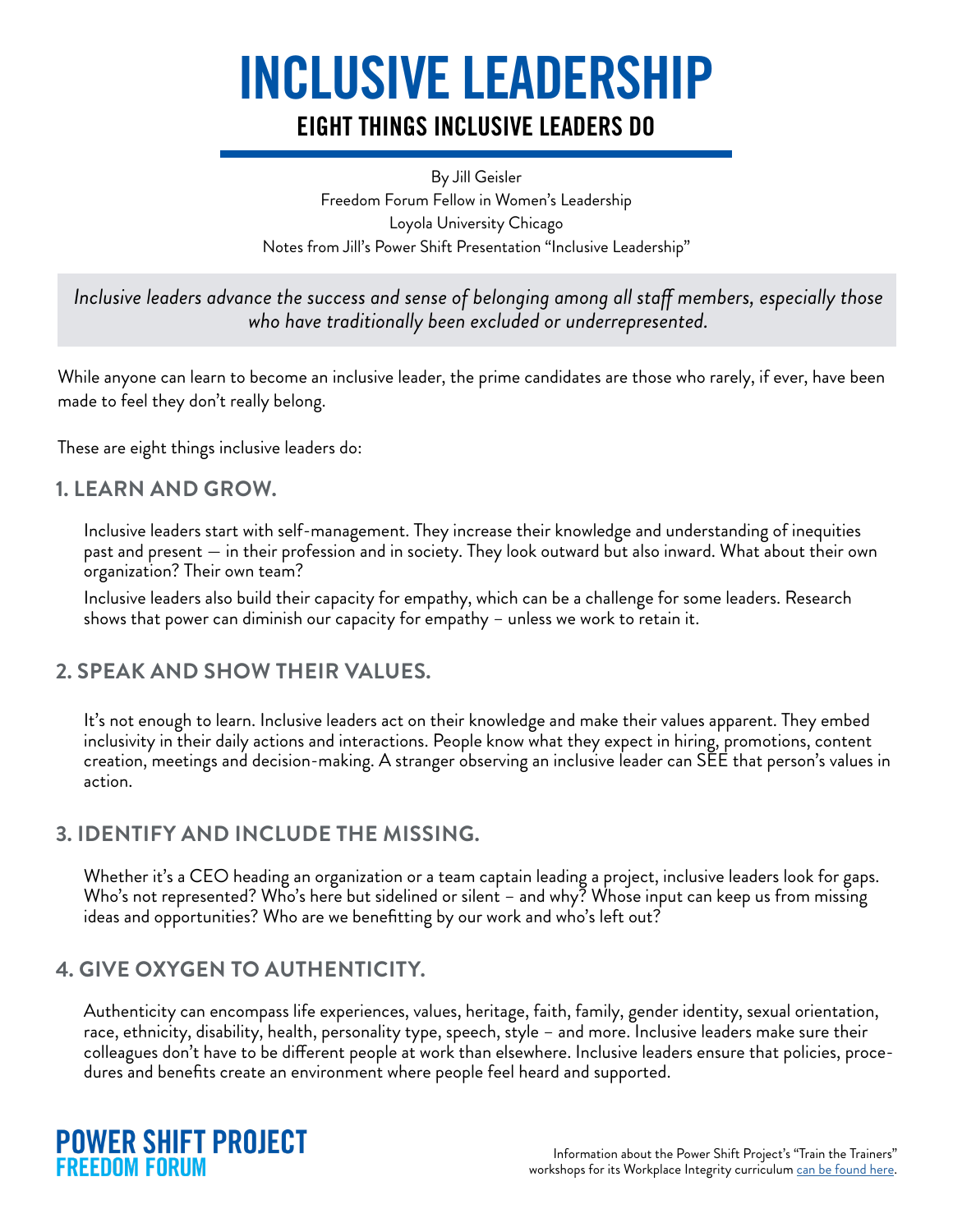# INCLUSIVE LEADERSHIP

## EIGHT THINGS INCLUSIVE LEADERS DO

By Jill Geisler
Freedom Forum Fellow in Women's Leadership
Loyola University Chicago
Notes from Jill's Power Shift Presentation "Inclusive Leadership"

*Inclusive leaders advance the success and sense of belonging among all staff members, especially those who have traditionally been excluded or underrepresented.*

While anyone can learn to become an inclusive leader, the prime candidates are those who rarely, if ever, have been made to feel they don't really belong.

These are eight things inclusive leaders do:

### 1. LEARN AND GROW.

Inclusive leaders start with self-management. They increase their knowledge and understanding of inequities past and present — in their profession and in society. They look outward but also inward. What about their own organization? Their own team?

Inclusive leaders also build their capacity for empathy, which can be a challenge for some leaders. Research shows that power can diminish our capacity for empathy – unless we work to retain it.

### 2. SPEAK AND SHOW THEIR VALUES.

It's not enough to learn. Inclusive leaders act on their knowledge and make their values apparent. They embed inclusivity in their daily actions and interactions. People know what they expect in hiring, promotions, content creation, meetings and decision-making. A stranger observing an inclusive leader can SEE that person's values in action.

### 3. IDENTIFY AND INCLUDE THE MISSING.

Whether it's a CEO heading an organization or a team captain leading a project, inclusive leaders look for gaps. Who's not represented? Who's here but sidelined or silent – and why? Whose input can keep us from missing ideas and opportunities? Who are we benefitting by our work and who's left out?

### 4. GIVE OXYGEN TO AUTHENTICITY.

Authenticity can encompass life experiences, values, heritage, faith, family, gender identity, sexual orientation, race, ethnicity, disability, health, personality type, speech, style – and more. Inclusive leaders make sure their colleagues don't have to be different people at work than elsewhere. Inclusive leaders ensure that policies, procedures and benefits create an environment where people feel heard and supported.

POWER SHIFT PROJECT
FREEDOM FORUM

Information about the Power Shift Project's "Train the Trainers" workshops for its Workplace Integrity curriculum can be found here.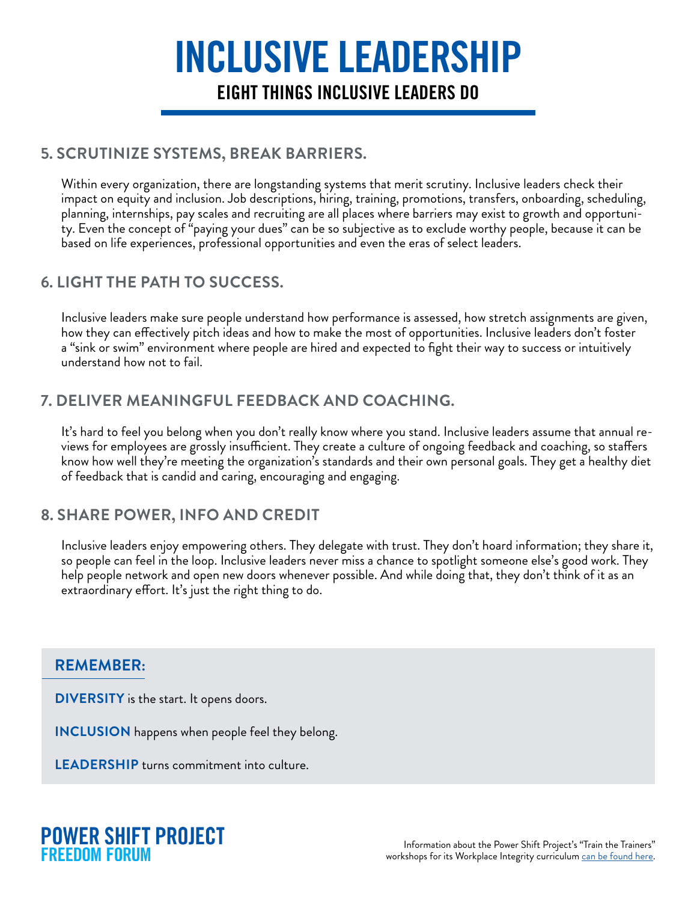# INCLUSIVE LEADERSHIP

## EIGHT THINGS INCLUSIVE LEADERS DO

### 5. SCRUTINIZE SYSTEMS, BREAK BARRIERS.

Within every organization, there are longstanding systems that merit scrutiny. Inclusive leaders check their impact on equity and inclusion. Job descriptions, hiring, training, promotions, transfers, onboarding, scheduling, planning, internships, pay scales and recruiting are all places where barriers may exist to growth and opportunity. Even the concept of "paying your dues" can be so subjective as to exclude worthy people, because it can be based on life experiences, professional opportunities and even the eras of select leaders.

### 6. LIGHT THE PATH TO SUCCESS.

Inclusive leaders make sure people understand how performance is assessed, how stretch assignments are given, how they can effectively pitch ideas and how to make the most of opportunities. Inclusive leaders don't foster a "sink or swim" environment where people are hired and expected to fight their way to success or intuitively understand how not to fail.

### 7. DELIVER MEANINGFUL FEEDBACK AND COACHING.

It's hard to feel you belong when you don't really know where you stand. Inclusive leaders assume that annual reviews for employees are grossly insufficient. They create a culture of ongoing feedback and coaching, so staffers know how well they're meeting the organization's standards and their own personal goals. They get a healthy diet of feedback that is candid and caring, encouraging and engaging.

### 8. SHARE POWER, INFO AND CREDIT

Inclusive leaders enjoy empowering others. They delegate with trust. They don't hoard information; they share it, so people can feel in the loop. Inclusive leaders never miss a chance to spotlight someone else's good work. They help people network and open new doors whenever possible. And while doing that, they don't think of it as an extraordinary effort. It's just the right thing to do.

**REMEMBER:**

**DIVERSITY** is the start. It opens doors.

**INCLUSION** happens when people feel they belong.

**LEADERSHIP** turns commitment into culture.

**POWER SHIFT PROJECT**
**FREEDOM FORUM**

Information about the Power Shift Project's "Train the Trainers" workshops for its Workplace Integrity curriculum can be found here.